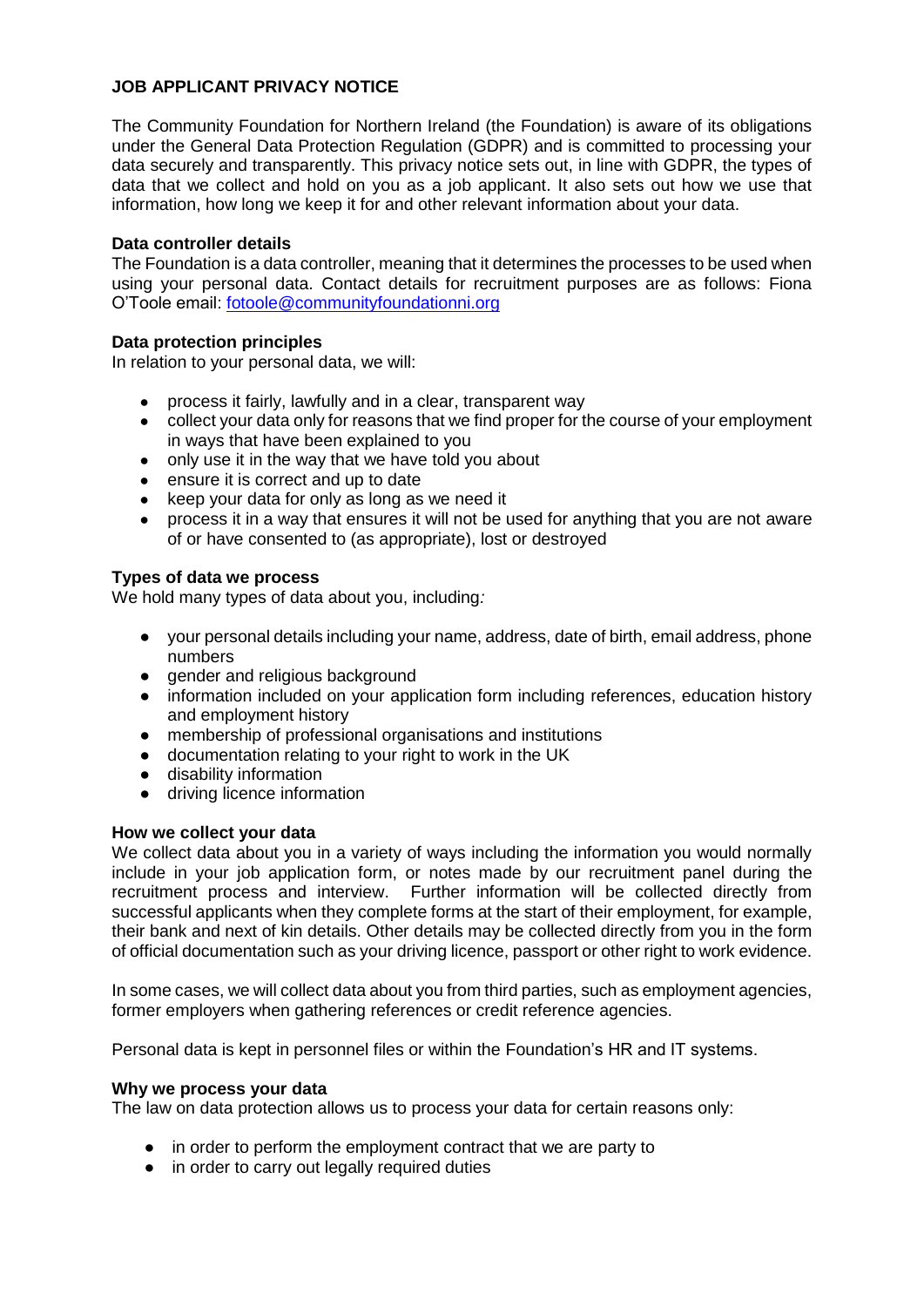# JOB APPLICANT PRIVACY NOTICE

The Community Foundation for Northern Ireland (the Foundation) is aware of its obligations under the General Data Protection Regulation (GDPR) and is committed to processing your data securely and transparently. This privacy notice sets out, in line with GDPR, the types of data that we collect and hold on you as a job applicant. It also sets out how we use that information, how long we keep it for and other relevant information about your data.

## Data controller details

The Foundation is a data controller, meaning that it determines the processes to be used when using your personal data. Contact details for recruitment purposes are as follows: Fiona O'Toole email: [fotoole@communityfoundationni.org](mailto:fotoole@communityfoundationni.org)

## Data protection principles

In relation to your personal data, we will:

- process it fairly, lawfully and in a clear, transparent way
- collect your data only for reasons that we find proper for the course of your employment in ways that have been explained to you
- only use it in the way that we have told you about
- ensure it is correct and up to date
- keep your data for only as long as we need it
- process it in a way that ensures it will not be used for anything that you are not aware of or have consented to (as appropriate), lost or destroyed

## Types of data we process

We hold many types of data about you, including*:*

- your personal details including your name, address, date of birth, email address, phone numbers
- gender and religious background
- information included on your application form including references, education history and employment history
- membership of professional organisations and institutions
- documentation relating to your right to work in the UK
- disability information
- driving licence information

## How we collect your data

We collect data about you in a variety of ways including the information you would normally include in your job application form, or notes made by our recruitment panel during the recruitment process and interview. Further information will be collected directly from successful applicants when they complete forms at the start of their employment, for example, their bank and next of kin details. Other details may be collected directly from you in the form of official documentation such as your driving licence, passport or other right to work evidence.

In some cases, we will collect data about you from third parties, such as employment agencies, former employers when gathering references or credit reference agencies.

Personal data is kept in personnel files or within the Foundation's HR and IT systems.

## Why we process your data

The law on data protection allows us to process your data for certain reasons only:

- in order to perform the employment contract that we are party to
- in order to carry out legally required duties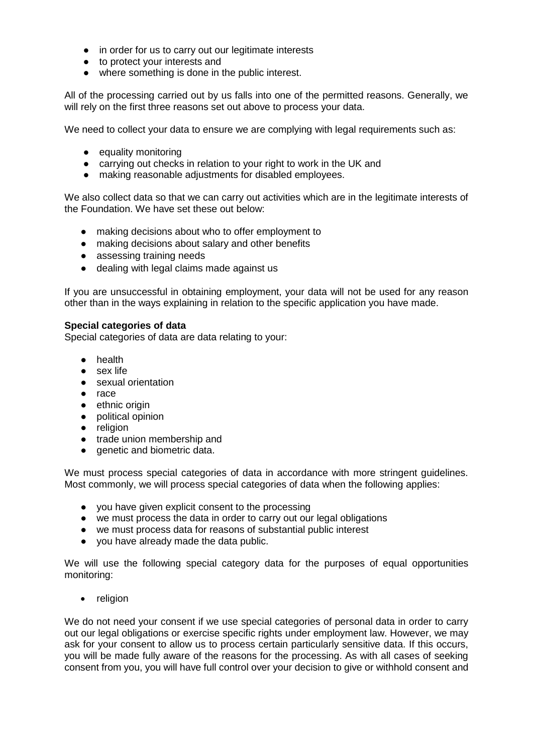- in order for us to carry out our legitimate interests
- to protect your interests and
- where something is done in the public interest.

All of the processing carried out by us falls into one of the permitted reasons. Generally, we will rely on the first three reasons set out above to process your data.

We need to collect your data to ensure we are complying with legal requirements such as:

- equality monitoring
- carrying out checks in relation to your right to work in the UK and
- making reasonable adjustments for disabled employees.

We also collect data so that we can carry out activities which are in the legitimate interests of the Foundation. We have set these out below:

- making decisions about who to offer employment to
- making decisions about salary and other benefits
- assessing training needs
- dealing with legal claims made against us

If you are unsuccessful in obtaining employment, your data will not be used for any reason other than in the ways explaining in relation to the specific application you have made.

**Special categories of data**

Special categories of data are data relating to your:

- health
- sex life
- sexual orientation
- race
- ethnic origin
- political opinion
- religion
- trade union membership and
- genetic and biometric data.

We must process special categories of data in accordance with more stringent guidelines. Most commonly, we will process special categories of data when the following applies:

- you have given explicit consent to the processing
- we must process the data in order to carry out our legal obligations
- we must process data for reasons of substantial public interest
- you have already made the data public.

We will use the following special category data for the purposes of equal opportunities monitoring:

- religion

We do not need your consent if we use special categories of personal data in order to carry out our legal obligations or exercise specific rights under employment law. However, we may ask for your consent to allow us to process certain particularly sensitive data. If this occurs, you will be made fully aware of the reasons for the processing. As with all cases of seeking consent from you, you will have full control over your decision to give or withhold consent and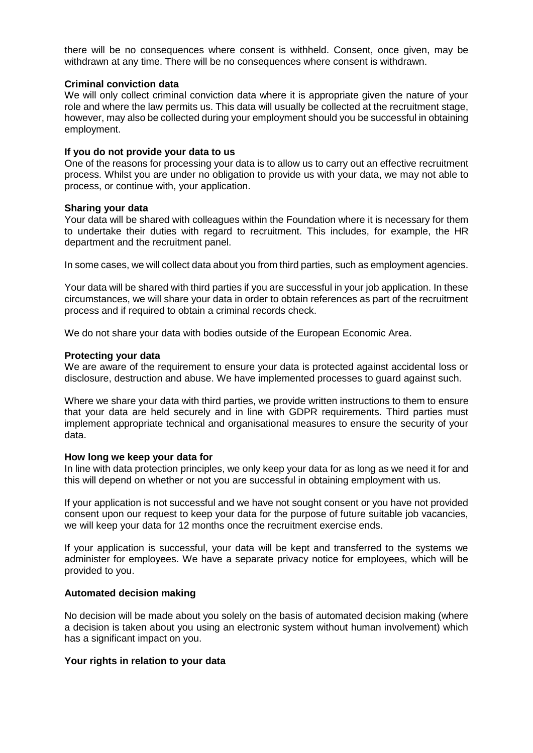there will be no consequences where consent is withheld. Consent, once given, may be withdrawn at any time. There will be no consequences where consent is withdrawn.

**Criminal conviction data**
We will only collect criminal conviction data where it is appropriate given the nature of your role and where the law permits us. This data will usually be collected at the recruitment stage, however, may also be collected during your employment should you be successful in obtaining employment.

**If you do not provide your data to us**
One of the reasons for processing your data is to allow us to carry out an effective recruitment process. Whilst you are under no obligation to provide us with your data, we may not able to process, or continue with, your application.

**Sharing your data**
Your data will be shared with colleagues within the Foundation where it is necessary for them to undertake their duties with regard to recruitment. This includes, for example, the HR department and the recruitment panel.

In some cases, we will collect data about you from third parties, such as employment agencies.

Your data will be shared with third parties if you are successful in your job application. In these circumstances, we will share your data in order to obtain references as part of the recruitment process and if required to obtain a criminal records check.

We do not share your data with bodies outside of the European Economic Area.

**Protecting your data**
We are aware of the requirement to ensure your data is protected against accidental loss or disclosure, destruction and abuse. We have implemented processes to guard against such.

Where we share your data with third parties, we provide written instructions to them to ensure that your data are held securely and in line with GDPR requirements. Third parties must implement appropriate technical and organisational measures to ensure the security of your data.

**How long we keep your data for**
In line with data protection principles, we only keep your data for as long as we need it for and this will depend on whether or not you are successful in obtaining employment with us.

If your application is not successful and we have not sought consent or you have not provided consent upon our request to keep your data for the purpose of future suitable job vacancies, we will keep your data for 12 months once the recruitment exercise ends.

If your application is successful, your data will be kept and transferred to the systems we administer for employees. We have a separate privacy notice for employees, which will be provided to you.

**Automated decision making**

No decision will be made about you solely on the basis of automated decision making (where a decision is taken about you using an electronic system without human involvement) which has a significant impact on you.

**Your rights in relation to your data**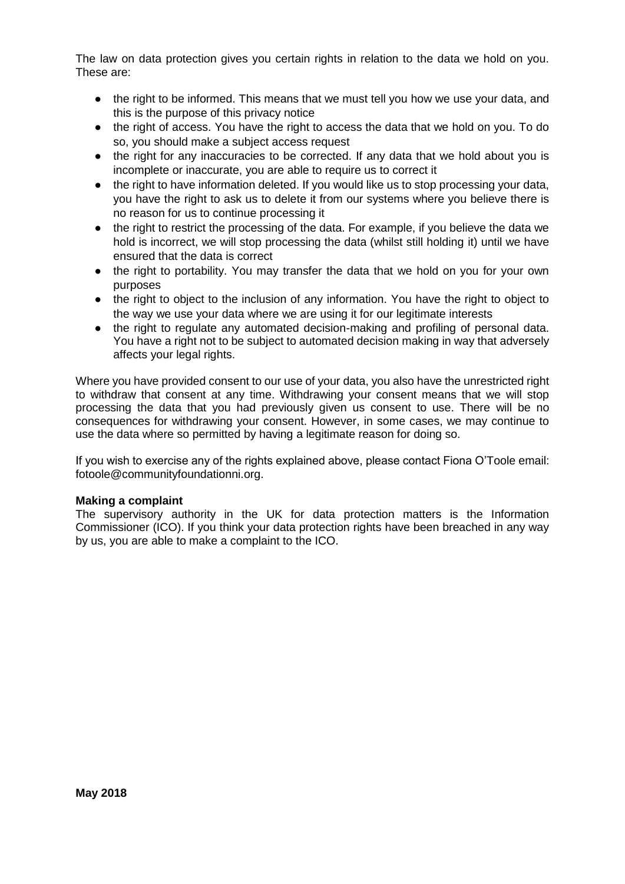The law on data protection gives you certain rights in relation to the data we hold on you. These are:

- the right to be informed. This means that we must tell you how we use your data, and this is the purpose of this privacy notice
- the right of access. You have the right to access the data that we hold on you. To do so, you should make a subject access request
- the right for any inaccuracies to be corrected. If any data that we hold about you is incomplete or inaccurate, you are able to require us to correct it
- the right to have information deleted. If you would like us to stop processing your data, you have the right to ask us to delete it from our systems where you believe there is no reason for us to continue processing it
- the right to restrict the processing of the data. For example, if you believe the data we hold is incorrect, we will stop processing the data (whilst still holding it) until we have ensured that the data is correct
- the right to portability. You may transfer the data that we hold on you for your own purposes
- the right to object to the inclusion of any information. You have the right to object to the way we use your data where we are using it for our legitimate interests
- the right to regulate any automated decision-making and profiling of personal data. You have a right not to be subject to automated decision making in way that adversely affects your legal rights.

Where you have provided consent to our use of your data, you also have the unrestricted right to withdraw that consent at any time. Withdrawing your consent means that we will stop processing the data that you had previously given us consent to use. There will be no consequences for withdrawing your consent. However, in some cases, we may continue to use the data where so permitted by having a legitimate reason for doing so.

If you wish to exercise any of the rights explained above, please contact Fiona O'Toole email: fotoole@communityfoundationni.org.

**Making a complaint**

The supervisory authority in the UK for data protection matters is the Information Commissioner (ICO). If you think your data protection rights have been breached in any way by us, you are able to make a complaint to the ICO.

**May 2018**